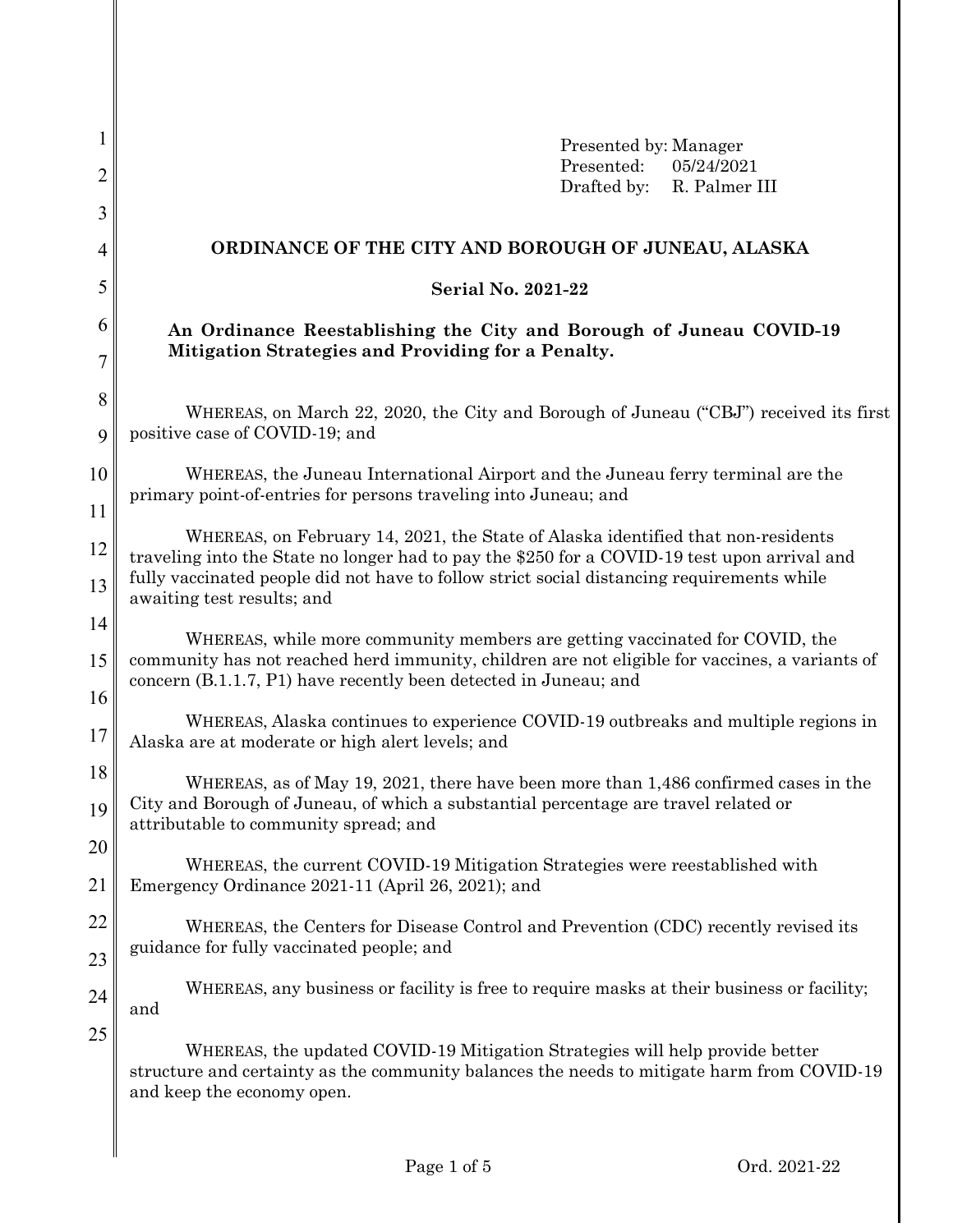Presented by: Manager
Presented: 05/24/2021
Drafted by: R. Palmer III

# ORDINANCE OF THE CITY AND BOROUGH OF JUNEAU, ALASKA

## Serial No. 2021-22

**An Ordinance Reestablishing the City and Borough of Juneau COVID-19 Mitigation Strategies and Providing for a Penalty.**

WHEREAS, on March 22, 2020, the City and Borough of Juneau ("CBJ") received its first positive case of COVID-19; and

WHEREAS, the Juneau International Airport and the Juneau ferry terminal are the primary point-of-entries for persons traveling into Juneau; and

WHEREAS, on February 14, 2021, the State of Alaska identified that non-residents traveling into the State no longer had to pay the $250 for a COVID-19 test upon arrival and fully vaccinated people did not have to follow strict social distancing requirements while awaiting test results; and

WHEREAS, while more community members are getting vaccinated for COVID, the community has not reached herd immunity, children are not eligible for vaccines, a variants of concern (B.1.1.7, P1) have recently been detected in Juneau; and

WHEREAS, Alaska continues to experience COVID-19 outbreaks and multiple regions in Alaska are at moderate or high alert levels; and

WHEREAS, as of May 19, 2021, there have been more than 1,486 confirmed cases in the City and Borough of Juneau, of which a substantial percentage are travel related or attributable to community spread; and

WHEREAS, the current COVID-19 Mitigation Strategies were reestablished with Emergency Ordinance 2021-11 (April 26, 2021); and

WHEREAS, the Centers for Disease Control and Prevention (CDC) recently revised its guidance for fully vaccinated people; and

WHEREAS, any business or facility is free to require masks at their business or facility; and

WHEREAS, the updated COVID-19 Mitigation Strategies will help provide better structure and certainty as the community balances the needs to mitigate harm from COVID-19 and keep the economy open.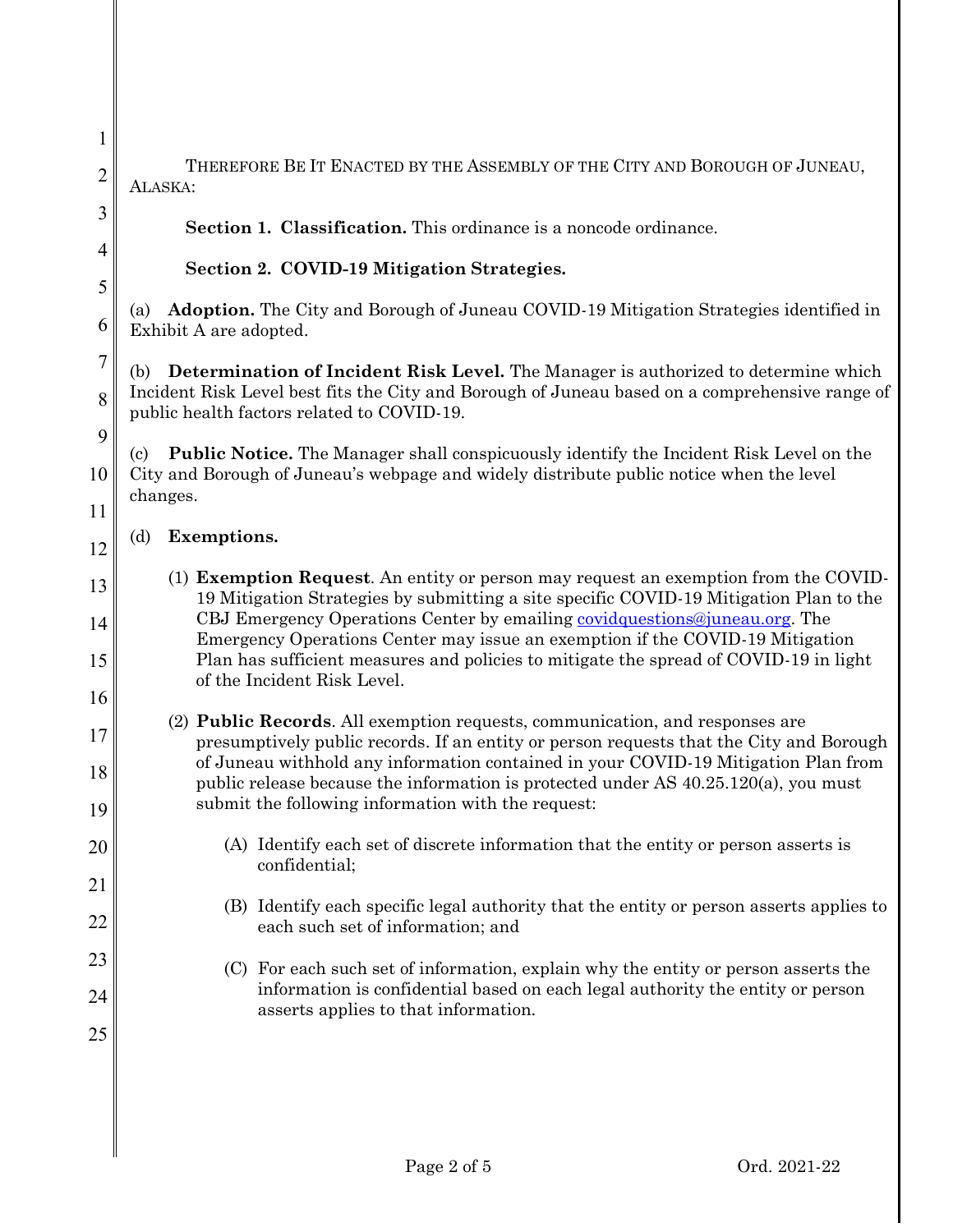THEREFORE BE IT ENACTED BY THE ASSEMBLY OF THE CITY AND BOROUGH OF JUNEAU, ALASKA:

**Section 1. Classification.** This ordinance is a noncode ordinance.

**Section 2. COVID-19 Mitigation Strategies.**

(a) **Adoption.** The City and Borough of Juneau COVID-19 Mitigation Strategies identified in Exhibit A are adopted.

(b) **Determination of Incident Risk Level.** The Manager is authorized to determine which Incident Risk Level best fits the City and Borough of Juneau based on a comprehensive range of public health factors related to COVID-19.

(c) **Public Notice.** The Manager shall conspicuously identify the Incident Risk Level on the City and Borough of Juneau's webpage and widely distribute public notice when the level changes.

(d) **Exemptions.**

(1) **Exemption Request**. An entity or person may request an exemption from the COVID-19 Mitigation Strategies by submitting a site specific COVID-19 Mitigation Plan to the CBJ Emergency Operations Center by emailing covidquestions@juneau.org. The Emergency Operations Center may issue an exemption if the COVID-19 Mitigation Plan has sufficient measures and policies to mitigate the spread of COVID-19 in light of the Incident Risk Level.

(2) **Public Records**. All exemption requests, communication, and responses are presumptively public records. If an entity or person requests that the City and Borough of Juneau withhold any information contained in your COVID-19 Mitigation Plan from public release because the information is protected under AS 40.25.120(a), you must submit the following information with the request:

(A) Identify each set of discrete information that the entity or person asserts is confidential;

(B) Identify each specific legal authority that the entity or person asserts applies to each such set of information; and

(C) For each such set of information, explain why the entity or person asserts the information is confidential based on each legal authority the entity or person asserts applies to that information.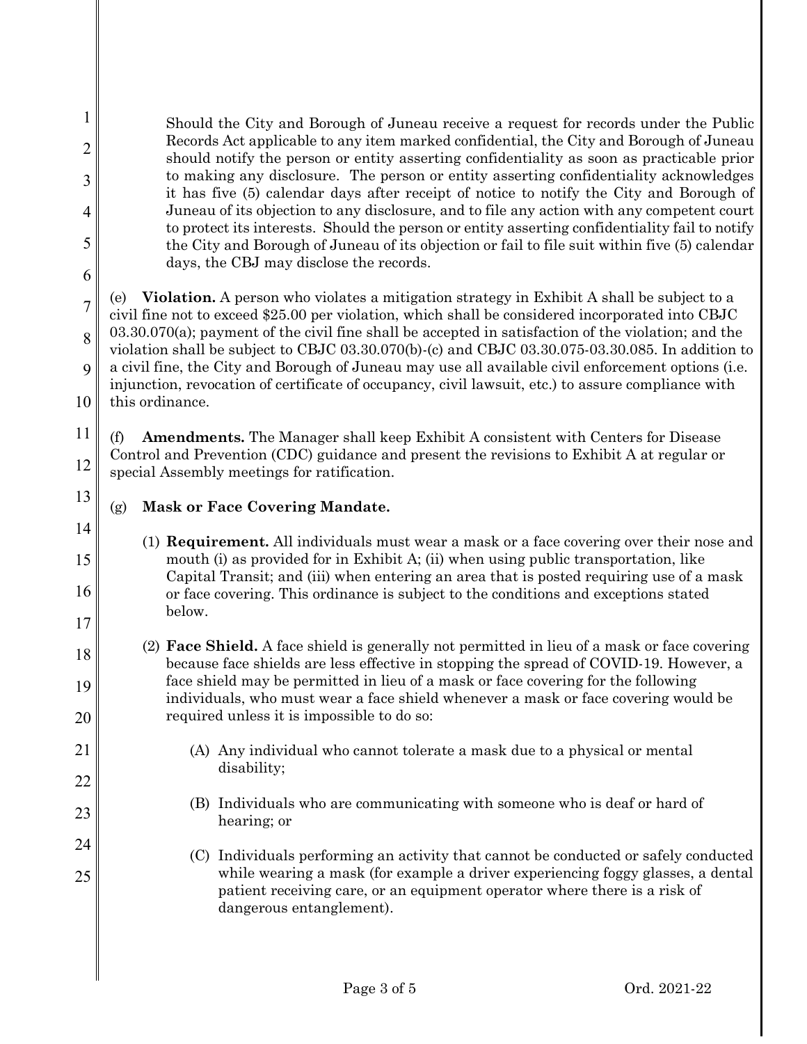Should the City and Borough of Juneau receive a request for records under the Public Records Act applicable to any item marked confidential, the City and Borough of Juneau should notify the person or entity asserting confidentiality as soon as practicable prior to making any disclosure. The person or entity asserting confidentiality acknowledges it has five (5) calendar days after receipt of notice to notify the City and Borough of Juneau of its objection to any disclosure, and to file any action with any competent court to protect its interests. Should the person or entity asserting confidentiality fail to notify the City and Borough of Juneau of its objection or fail to file suit within five (5) calendar days, the CBJ may disclose the records.

(e) **Violation.** A person who violates a mitigation strategy in Exhibit A shall be subject to a civil fine not to exceed $25.00 per violation, which shall be considered incorporated into CBJC 03.30.070(a); payment of the civil fine shall be accepted in satisfaction of the violation; and the violation shall be subject to CBJC 03.30.070(b)-(c) and CBJC 03.30.075-03.30.085. In addition to a civil fine, the City and Borough of Juneau may use all available civil enforcement options (i.e. injunction, revocation of certificate of occupancy, civil lawsuit, etc.) to assure compliance with this ordinance.

(f) **Amendments.** The Manager shall keep Exhibit A consistent with Centers for Disease Control and Prevention (CDC) guidance and present the revisions to Exhibit A at regular or special Assembly meetings for ratification.

(g) **Mask or Face Covering Mandate.**

(1) **Requirement.** All individuals must wear a mask or a face covering over their nose and mouth (i) as provided for in Exhibit A; (ii) when using public transportation, like Capital Transit; and (iii) when entering an area that is posted requiring use of a mask or face covering. This ordinance is subject to the conditions and exceptions stated below.

(2) **Face Shield.** A face shield is generally not permitted in lieu of a mask or face covering because face shields are less effective in stopping the spread of COVID-19. However, a face shield may be permitted in lieu of a mask or face covering for the following individuals, who must wear a face shield whenever a mask or face covering would be required unless it is impossible to do so:

(A) Any individual who cannot tolerate a mask due to a physical or mental disability;

(B) Individuals who are communicating with someone who is deaf or hard of hearing; or

(C) Individuals performing an activity that cannot be conducted or safely conducted while wearing a mask (for example a driver experiencing foggy glasses, a dental patient receiving care, or an equipment operator where there is a risk of dangerous entanglement).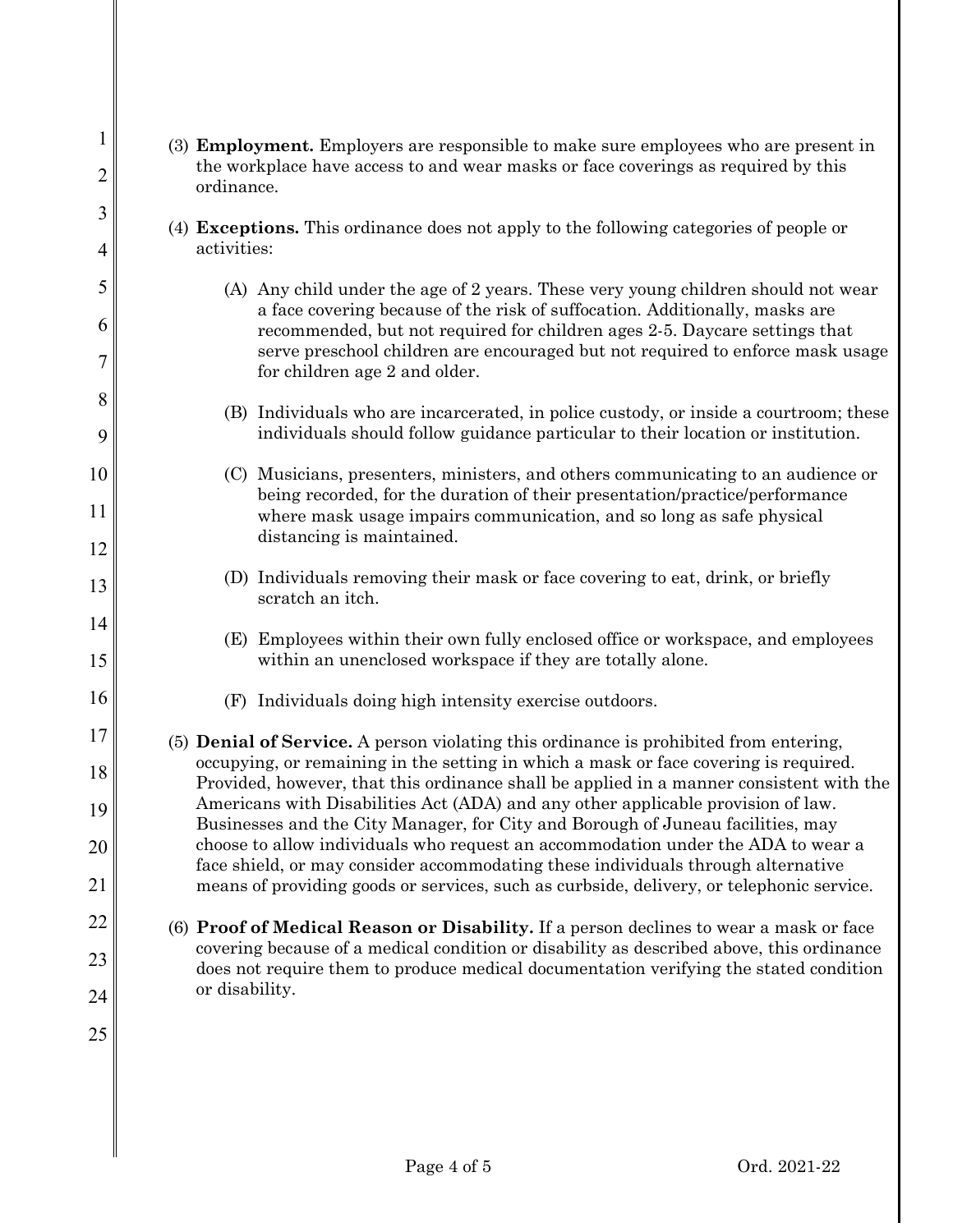(3) **Employment.** Employers are responsible to make sure employees who are present in the workplace have access to and wear masks or face coverings as required by this ordinance.

(4) **Exceptions.** This ordinance does not apply to the following categories of people or activities:

(A) Any child under the age of 2 years. These very young children should not wear a face covering because of the risk of suffocation. Additionally, masks are recommended, but not required for children ages 2-5. Daycare settings that serve preschool children are encouraged but not required to enforce mask usage for children age 2 and older.

(B) Individuals who are incarcerated, in police custody, or inside a courtroom; these individuals should follow guidance particular to their location or institution.

(C) Musicians, presenters, ministers, and others communicating to an audience or being recorded, for the duration of their presentation/practice/performance where mask usage impairs communication, and so long as safe physical distancing is maintained.

(D) Individuals removing their mask or face covering to eat, drink, or briefly scratch an itch.

(E) Employees within their own fully enclosed office or workspace, and employees within an unenclosed workspace if they are totally alone.

(F) Individuals doing high intensity exercise outdoors.

(5) **Denial of Service.** A person violating this ordinance is prohibited from entering, occupying, or remaining in the setting in which a mask or face covering is required. Provided, however, that this ordinance shall be applied in a manner consistent with the Americans with Disabilities Act (ADA) and any other applicable provision of law. Businesses and the City Manager, for City and Borough of Juneau facilities, may choose to allow individuals who request an accommodation under the ADA to wear a face shield, or may consider accommodating these individuals through alternative means of providing goods or services, such as curbside, delivery, or telephonic service.

(6) **Proof of Medical Reason or Disability.** If a person declines to wear a mask or face covering because of a medical condition or disability as described above, this ordinance does not require them to produce medical documentation verifying the stated condition or disability.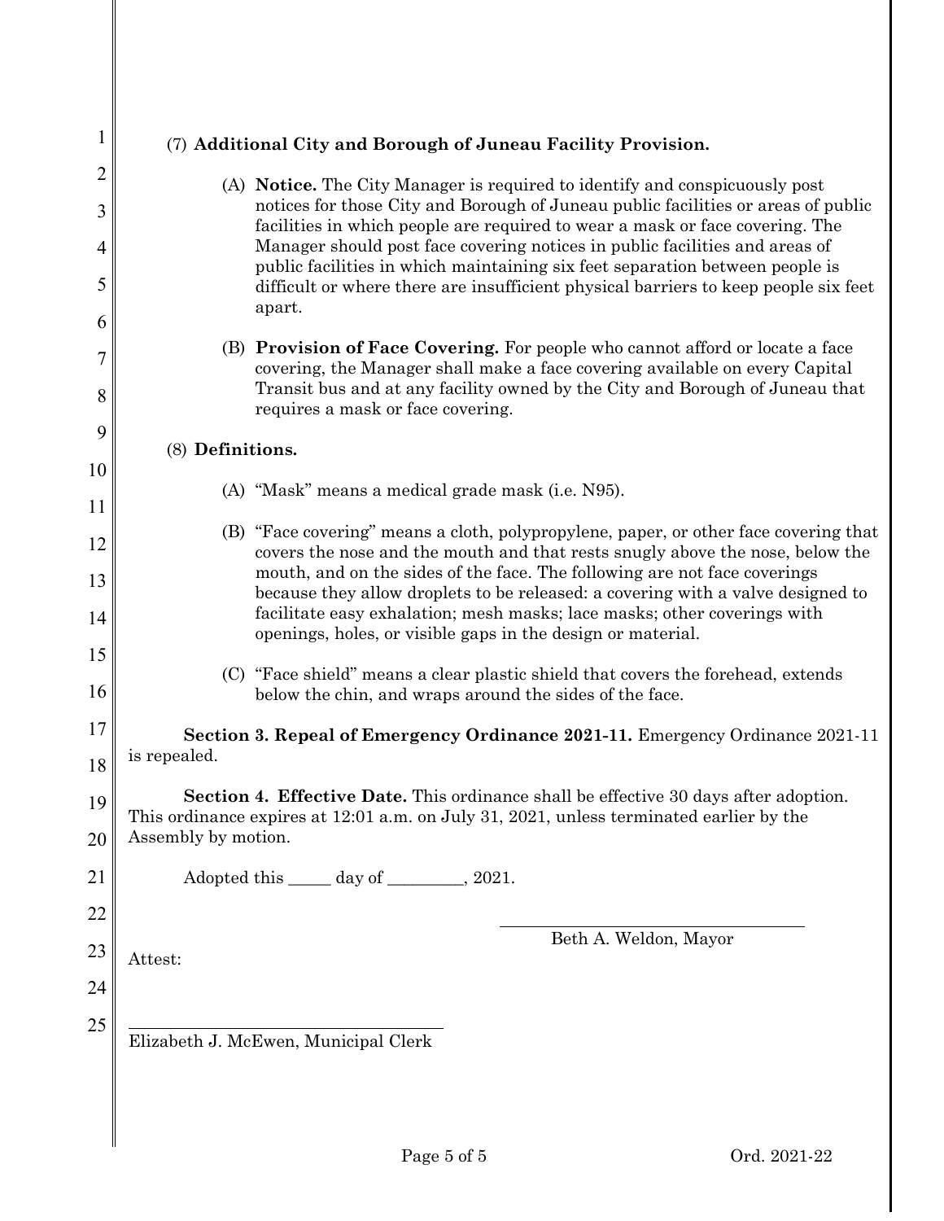(7) **Additional City and Borough of Juneau Facility Provision.**

(A) **Notice.** The City Manager is required to identify and conspicuously post notices for those City and Borough of Juneau public facilities or areas of public facilities in which people are required to wear a mask or face covering. The Manager should post face covering notices in public facilities and areas of public facilities in which maintaining six feet separation between people is difficult or where there are insufficient physical barriers to keep people six feet apart.

(B) **Provision of Face Covering.** For people who cannot afford or locate a face covering, the Manager shall make a face covering available on every Capital Transit bus and at any facility owned by the City and Borough of Juneau that requires a mask or face covering.

(8) **Definitions.**

(A) "Mask" means a medical grade mask (i.e. N95).

(B) "Face covering" means a cloth, polypropylene, paper, or other face covering that covers the nose and the mouth and that rests snugly above the nose, below the mouth, and on the sides of the face. The following are not face coverings because they allow droplets to be released: a covering with a valve designed to facilitate easy exhalation; mesh masks; lace masks; other coverings with openings, holes, or visible gaps in the design or material.

(C) "Face shield" means a clear plastic shield that covers the forehead, extends below the chin, and wraps around the sides of the face.

**Section 3. Repeal of Emergency Ordinance 2021-11.** Emergency Ordinance 2021-11 is repealed.

**Section 4. Effective Date.** This ordinance shall be effective 30 days after adoption. This ordinance expires at 12:01 a.m. on July 31, 2021, unless terminated earlier by the Assembly by motion.

Adopted this _____ day of _________, 2021.

______________________________
Beth A. Weldon, Mayor

Attest:

______________________________
Elizabeth J. McEwen, Municipal Clerk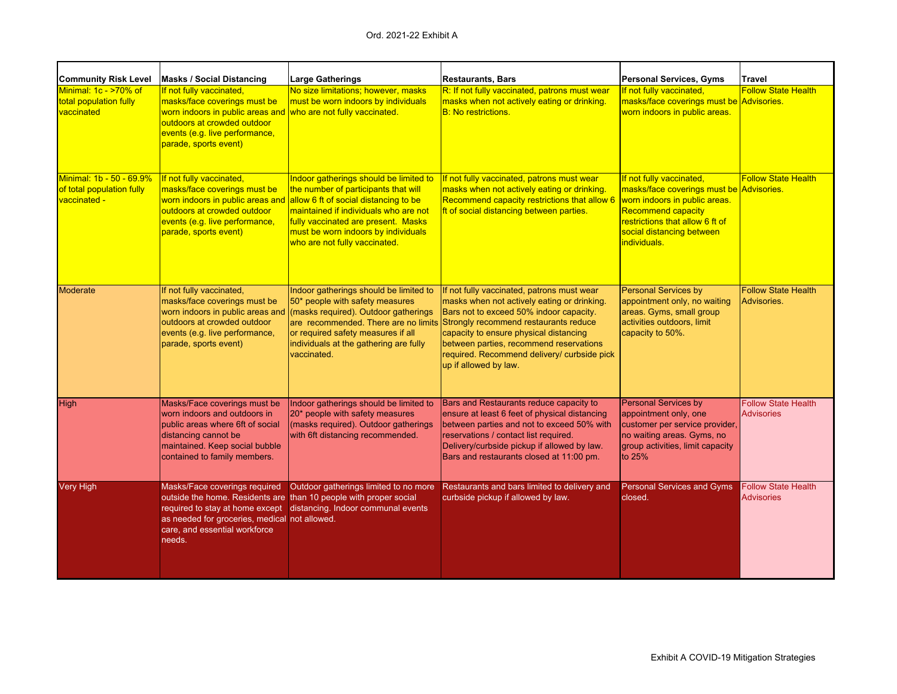Ord. 2021-22 Exhibit A

| Community Risk Level | Masks / Social Distancing | Large Gatherings | Restaurants, Bars | Personal Services, Gyms | Travel |
|---|---|---|---|---|---|
| Minimal: 1c - >70% of total population fully vaccinated | If not fully vaccinated, masks/face coverings must be worn indoors in public areas and outdoors at crowded outdoor events (e.g. live performance, parade, sports event) | No size limitations; however, masks must be worn indoors by individuals who are not fully vaccinated. | R: If not fully vaccinated, patrons must wear masks when not actively eating or drinking.<br>B: No restrictions. | If not fully vaccinated, masks/face coverings must be worn indoors in public areas. | Follow State Health Advisories. |
| Minimal: 1b - 50 - 69.9% of total population fully vaccinated - | If not fully vaccinated, masks/face coverings must be worn indoors in public areas and outdoors at crowded outdoor events (e.g. live performance, parade, sports event) | Indoor gatherings should be limited to the number of participants that will allow 6 ft of social distancing to be maintained if individuals who are not fully vaccinated are present. Masks must be worn indoors by individuals who are not fully vaccinated. | If not fully vaccinated, patrons must wear masks when not actively eating or drinking. Recommend capacity restrictions that allow 6 ft of social distancing between parties. | If not fully vaccinated, masks/face coverings must be worn indoors in public areas. Recommend capacity restrictions that allow 6 ft of social distancing between individuals. | Follow State Health Advisories. |
| Moderate | If not fully vaccinated, masks/face coverings must be worn indoors in public areas and outdoors at crowded outdoor events (e.g. live performance, parade, sports event) | Indoor gatherings should be limited to 50* people with safety measures (masks required). Outdoor gatherings are recommended. There are no limits or required safety measures if all individuals at the gathering are fully vaccinated. | If not fully vaccinated, patrons must wear masks when not actively eating or drinking. Bars not to exceed 50% indoor capacity. Strongly recommend restaurants reduce capacity to ensure physical distancing between parties, recommend reservations required. Recommend delivery/ curbside pick up if allowed by law. | Personal Services by appointment only, no waiting areas. Gyms, small group activities outdoors, limit capacity to 50%. | Follow State Health Advisories. |
| High | Masks/Face coverings must be worn indoors and outdoors in public areas where 6ft of social distancing cannot be maintained. Keep social bubble contained to family members. | Indoor gatherings should be limited to 20* people with safety measures (masks required). Outdoor gatherings with 6ft distancing recommended. | Bars and Restaurants reduce capacity to ensure at least 6 feet of physical distancing between parties and not to exceed 50% with reservations / contact list required. Delivery/curbside pickup if allowed by law. Bars and restaurants closed at 11:00 pm. | Personal Services by appointment only, one customer per service provider, no waiting areas. Gyms, no group activities, limit capacity to 25% | Follow State Health Advisories |
| Very High | Masks/Face coverings required outside the home. Residents are required to stay at home except as needed for groceries, medical care, and essential workforce needs. | Outdoor gatherings limited to no more than 10 people with proper social distancing. Indoor communal events not allowed. | Restaurants and bars limited to delivery and curbside pickup if allowed by law. | Personal Services and Gyms closed. | Follow State Health Advisories |

Exhibit A COVID-19 Mitigation Strategies